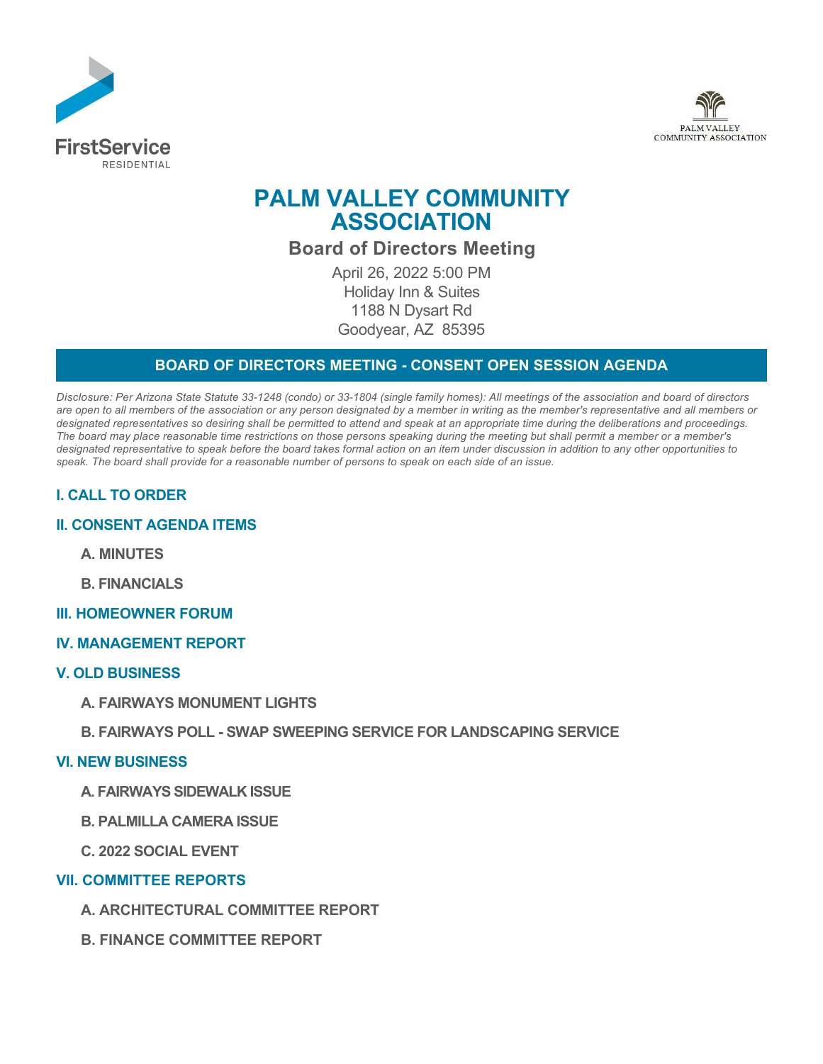FirstService RESIDENTIAL

PALM VALLEY COMMUNITY ASSOCIATION

# PALM VALLEY COMMUNITY ASSOCIATION

## Board of Directors Meeting

April 26, 2022 5:00 PM
Holiday Inn & Suites
1188 N Dysart Rd
Goodyear, AZ 85395

## BOARD OF DIRECTORS MEETING - CONSENT OPEN SESSION AGENDA

*Disclosure: Per Arizona State Statute 33-1248 (condo) or 33-1804 (single family homes): All meetings of the association and board of directors are open to all members of the association or any person designated by a member in writing as the member's representative and all members or designated representatives so desiring shall be permitted to attend and speak at an appropriate time during the deliberations and proceedings. The board may place reasonable time restrictions on those persons speaking during the meeting but shall permit a member or a member's designated representative to speak before the board takes formal action on an item under discussion in addition to any other opportunities to speak. The board shall provide for a reasonable number of persons to speak on each side of an issue.*

### I. CALL TO ORDER

### II. CONSENT AGENDA ITEMS

**A. MINUTES**

**B. FINANCIALS**

### III. HOMEOWNER FORUM

### IV. MANAGEMENT REPORT

### V. OLD BUSINESS

**A. FAIRWAYS MONUMENT LIGHTS**

**B. FAIRWAYS POLL - SWAP SWEEPING SERVICE FOR LANDSCAPING SERVICE**

### VI. NEW BUSINESS

**A. FAIRWAYS SIDEWALK ISSUE**

**B. PALMILLA CAMERA ISSUE**

**C. 2022 SOCIAL EVENT**

### VII. COMMITTEE REPORTS

**A. ARCHITECTURAL COMMITTEE REPORT**

**B. FINANCE COMMITTEE REPORT**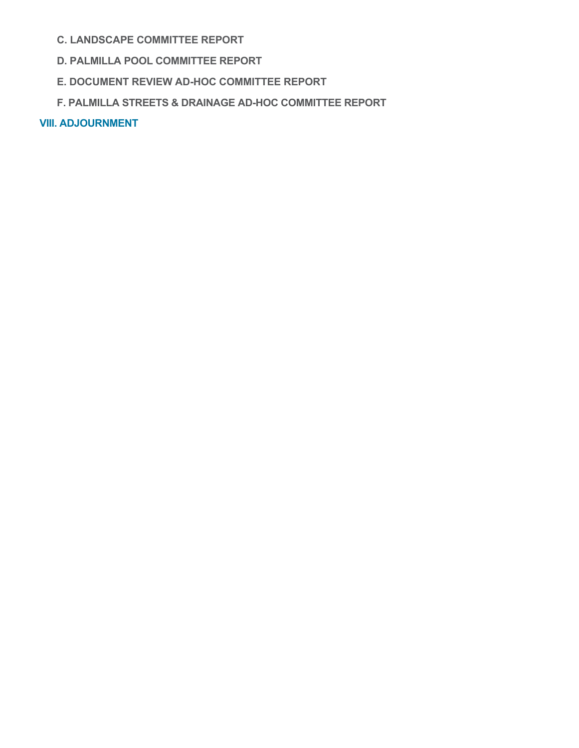**C. LANDSCAPE COMMITTEE REPORT**

**D. PALMILLA POOL COMMITTEE REPORT**

**E. DOCUMENT REVIEW AD-HOC COMMITTEE REPORT**

**F. PALMILLA STREETS & DRAINAGE AD-HOC COMMITTEE REPORT**

## VIII. ADJOURNMENT